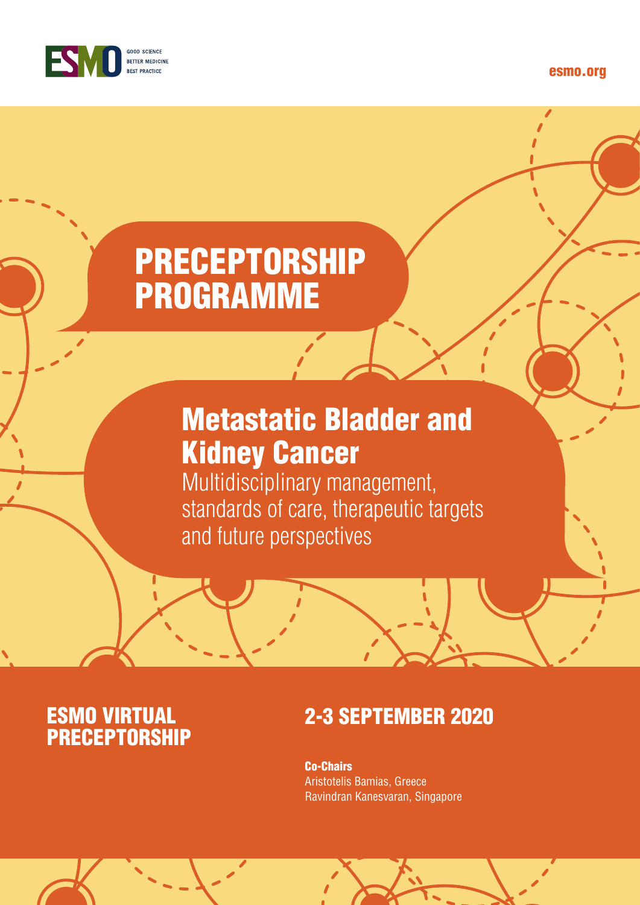ESMO GOOD SCIENCE BETTER MEDICINE BEST PRACTICE

esmo.org

# PRECEPTORSHIP PROGRAMME

## Metastatic Bladder and Kidney Cancer

Multidisciplinary management, standards of care, therapeutic targets and future perspectives

### ESMO VIRTUAL PRECEPTORSHIP

### 2-3 SEPTEMBER 2020

**Co-Chairs**
Aristotelis Bamias, Greece
Ravindran Kanesvaran, Singapore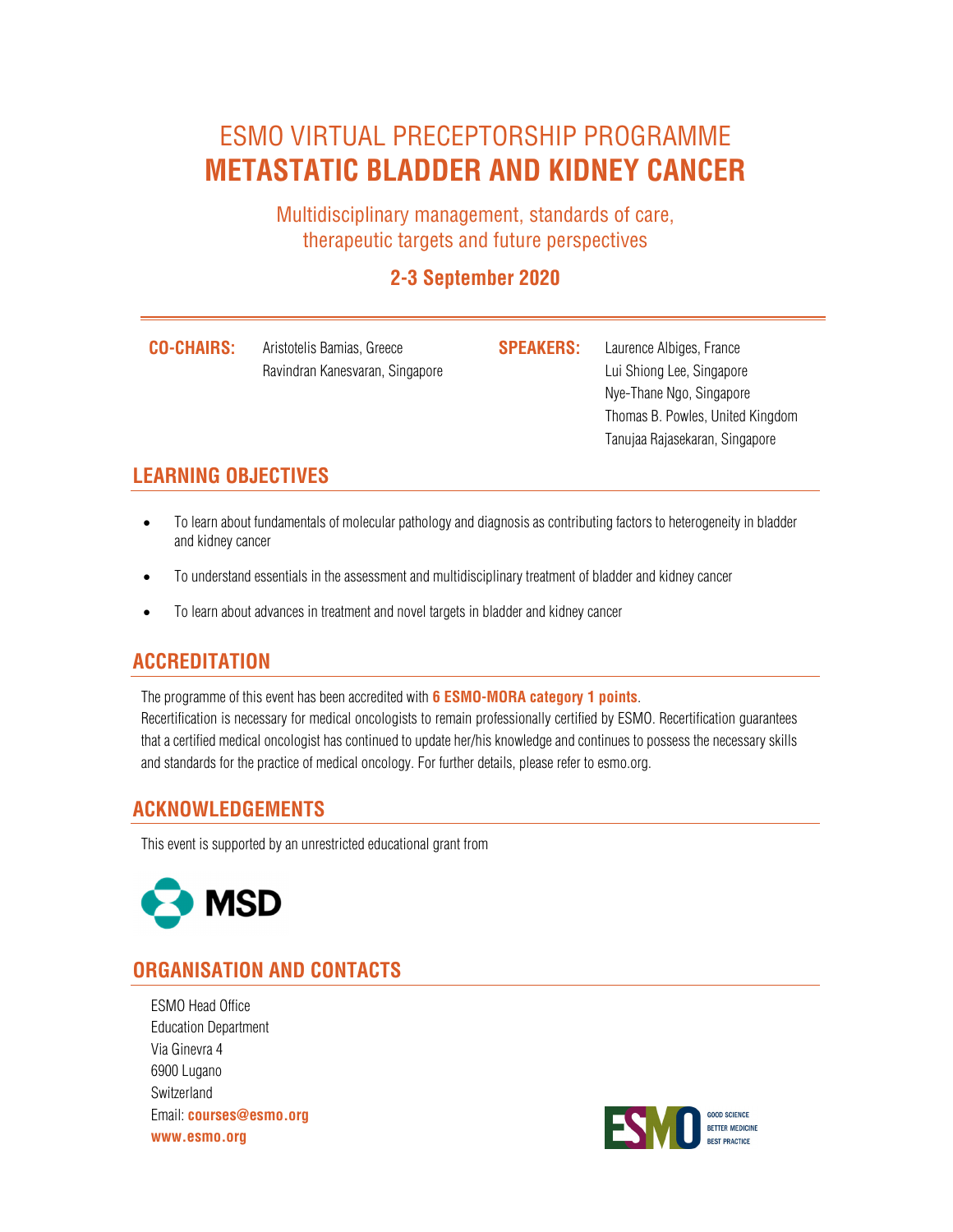# ESMO VIRTUAL PRECEPTORSHIP PROGRAMME
# METASTATIC BLADDER AND KIDNEY CANCER

Multidisciplinary management, standards of care, therapeutic targets and future perspectives

**2-3 September 2020**

**CO-CHAIRS:**
Aristotelis Bamias, Greece
Ravindran Kanesvaran, Singapore

**SPEAKERS:**
Laurence Albiges, France
Lui Shiong Lee, Singapore
Nye-Thane Ngo, Singapore
Thomas B. Powles, United Kingdom
Tanujaa Rajasekaran, Singapore

## LEARNING OBJECTIVES

- To learn about fundamentals of molecular pathology and diagnosis as contributing factors to heterogeneity in bladder and kidney cancer
- To understand essentials in the assessment and multidisciplinary treatment of bladder and kidney cancer
- To learn about advances in treatment and novel targets in bladder and kidney cancer

## ACCREDITATION

The programme of this event has been accredited with **6 ESMO-MORA category 1 points**.
Recertification is necessary for medical oncologists to remain professionally certified by ESMO. Recertification guarantees that a certified medical oncologist has continued to update her/his knowledge and continues to possess the necessary skills and standards for the practice of medical oncology. For further details, please refer to esmo.org.

## ACKNOWLEDGEMENTS

This event is supported by an unrestricted educational grant from

MSD

## ORGANISATION AND CONTACTS

ESMO Head Office
Education Department
Via Ginevra 4
6900 Lugano
Switzerland
Email: **courses@esmo.org**
**www.esmo.org**

ESMO GOOD SCIENCE BETTER MEDICINE BEST PRACTICE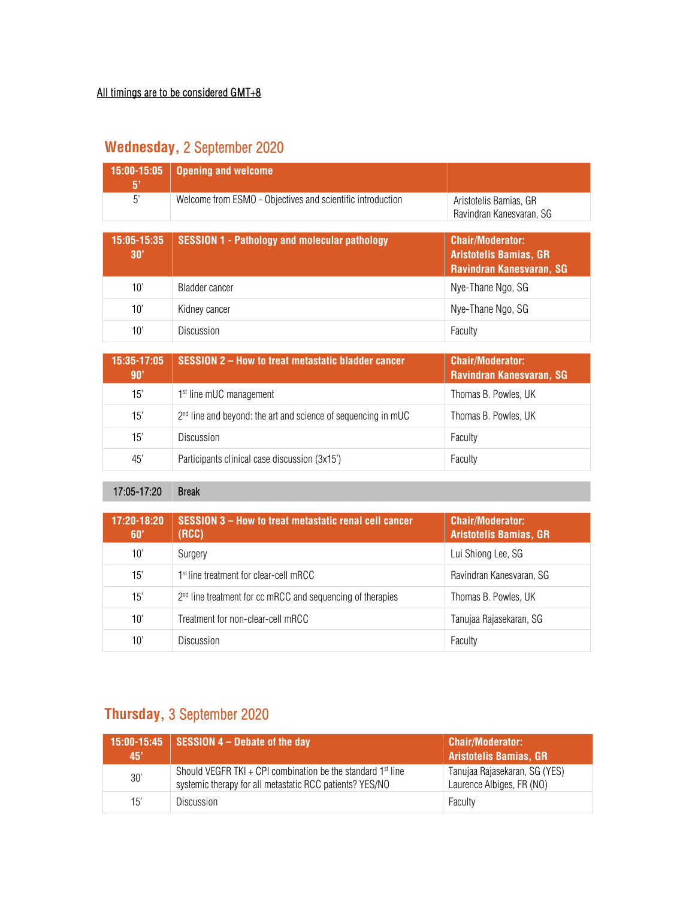All timings are to be considered GMT+8

## Wednesday, 2 September 2020

| 15:00-15:05 5' | Opening and welcome | |
|---|---|---|
| 5' | Welcome from ESMO - Objectives and scientific introduction | Aristotelis Bamias, GR Ravindran Kanesvaran, SG |

| 15:05-15:35 30' | SESSION 1 - Pathology and molecular pathology | Chair/Moderator: Aristotelis Bamias, GR Ravindran Kanesvaran, SG |
|---|---|---|
| 10' | Bladder cancer | Nye-Thane Ngo, SG |
| 10' | Kidney cancer | Nye-Thane Ngo, SG |
| 10' | Discussion | Faculty |

| 15:35-17:05 90' | SESSION 2 – How to treat metastatic bladder cancer | Chair/Moderator: Ravindran Kanesvaran, SG |
|---|---|---|
| 15' | 1st line mUC management | Thomas B. Powles, UK |
| 15' | 2nd line and beyond: the art and science of sequencing in mUC | Thomas B. Powles, UK |
| 15' | Discussion | Faculty |
| 45' | Participants clinical case discussion (3x15') | Faculty |

| 17:05-17:20 | Break |
|---|---|

| 17:20-18:20 60' | SESSION 3 – How to treat metastatic renal cell cancer (RCC) | Chair/Moderator: Aristotelis Bamias, GR |
|---|---|---|
| 10' | Surgery | Lui Shiong Lee, SG |
| 15' | 1st line treatment for clear-cell mRCC | Ravindran Kanesvaran, SG |
| 15' | 2nd line treatment for cc mRCC and sequencing of therapies | Thomas B. Powles, UK |
| 10' | Treatment for non-clear-cell mRCC | Tanujaa Rajasekaran, SG |
| 10' | Discussion | Faculty |

## Thursday, 3 September 2020

| 15:00-15:45 45' | SESSION 4 – Debate of the day | Chair/Moderator: Aristotelis Bamias, GR |
|---|---|---|
| 30' | Should VEGFR TKI + CPI combination be the standard 1st line systemic therapy for all metastatic RCC patients? YES/NO | Tanujaa Rajasekaran, SG (YES) Laurence Albiges, FR (NO) |
| 15' | Discussion | Faculty |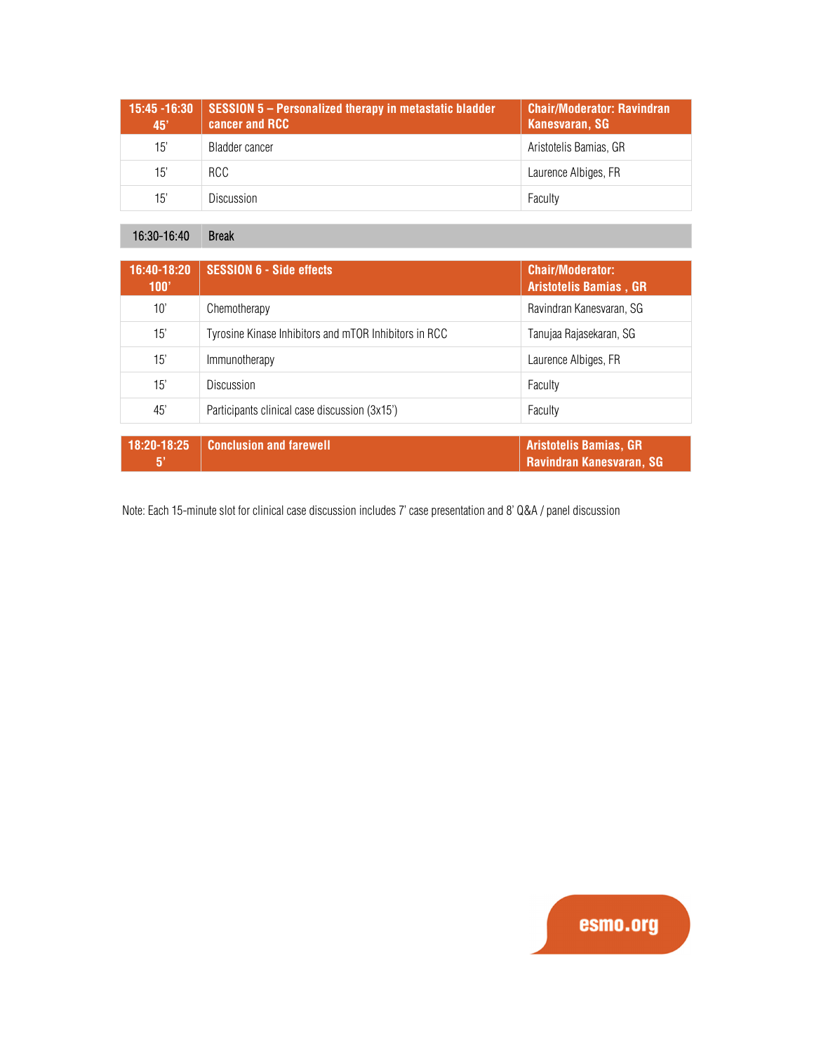| 15:45 -16:30 45' | SESSION 5 – Personalized therapy in metastatic bladder cancer and RCC | Chair/Moderator: Ravindran Kanesvaran, SG |
|---|---|---|
| 15' | Bladder cancer | Aristotelis Bamias, GR |
| 15' | RCC | Laurence Albiges, FR |
| 15' | Discussion | Faculty |

| 16:30-16:40 | Break |
|---|---|

| 16:40-18:20 100' | SESSION 6 - Side effects | Chair/Moderator: Aristotelis Bamias , GR |
|---|---|---|
| 10' | Chemotherapy | Ravindran Kanesvaran, SG |
| 15' | Tyrosine Kinase Inhibitors and mTOR Inhibitors in RCC | Tanujaa Rajasekaran, SG |
| 15' | Immunotherapy | Laurence Albiges, FR |
| 15' | Discussion | Faculty |
| 45' | Participants clinical case discussion (3x15') | Faculty |

| 18:20-18:25 5' | Conclusion and farewell | Aristotelis Bamias, GR Ravindran Kanesvaran, SG |
|---|---|---|

Note: Each 15-minute slot for clinical case discussion includes 7' case presentation and 8' Q&A / panel discussion